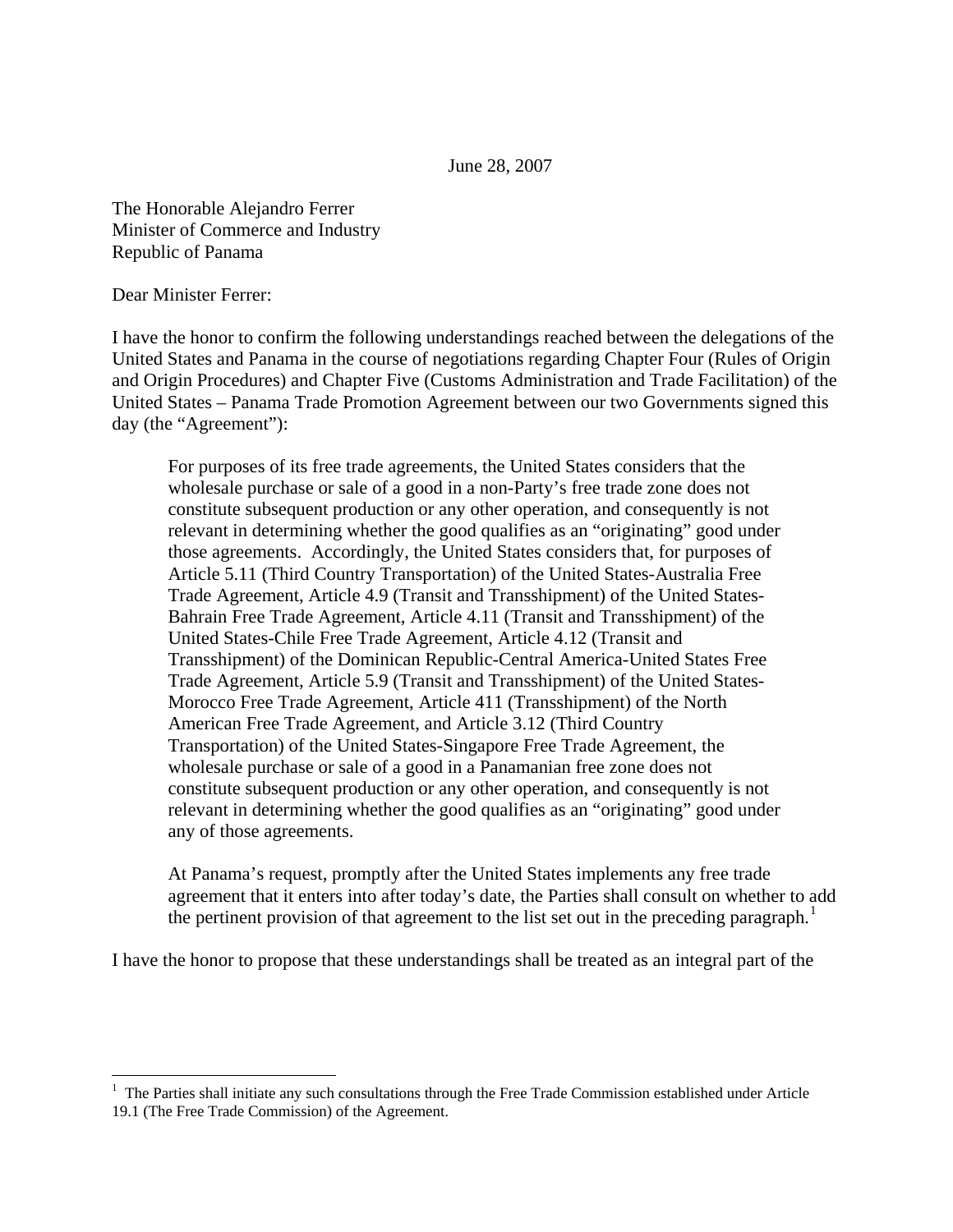June 28, 2007

The Honorable Alejandro Ferrer
Minister of Commerce and Industry
Republic of Panama

Dear Minister Ferrer:

I have the honor to confirm the following understandings reached between the delegations of the United States and Panama in the course of negotiations regarding Chapter Four (Rules of Origin and Origin Procedures) and Chapter Five (Customs Administration and Trade Facilitation) of the United States – Panama Trade Promotion Agreement between our two Governments signed this day (the "Agreement"):

> For purposes of its free trade agreements, the United States considers that the wholesale purchase or sale of a good in a non-Party's free trade zone does not constitute subsequent production or any other operation, and consequently is not relevant in determining whether the good qualifies as an "originating" good under those agreements. Accordingly, the United States considers that, for purposes of Article 5.11 (Third Country Transportation) of the United States-Australia Free Trade Agreement, Article 4.9 (Transit and Transshipment) of the United States-Bahrain Free Trade Agreement, Article 4.11 (Transit and Transshipment) of the United States-Chile Free Trade Agreement, Article 4.12 (Transit and Transshipment) of the Dominican Republic-Central America-United States Free Trade Agreement, Article 5.9 (Transit and Transshipment) of the United States-Morocco Free Trade Agreement, Article 411 (Transshipment) of the North American Free Trade Agreement, and Article 3.12 (Third Country Transportation) of the United States-Singapore Free Trade Agreement, the wholesale purchase or sale of a good in a Panamanian free zone does not constitute subsequent production or any other operation, and consequently is not relevant in determining whether the good qualifies as an "originating" good under any of those agreements.
>
> At Panama's request, promptly after the United States implements any free trade agreement that it enters into after today's date, the Parties shall consult on whether to add the pertinent provision of that agreement to the list set out in the preceding paragraph.[1]

I have the honor to propose that these understandings shall be treated as an integral part of the

[1] The Parties shall initiate any such consultations through the Free Trade Commission established under Article 19.1 (The Free Trade Commission) of the Agreement.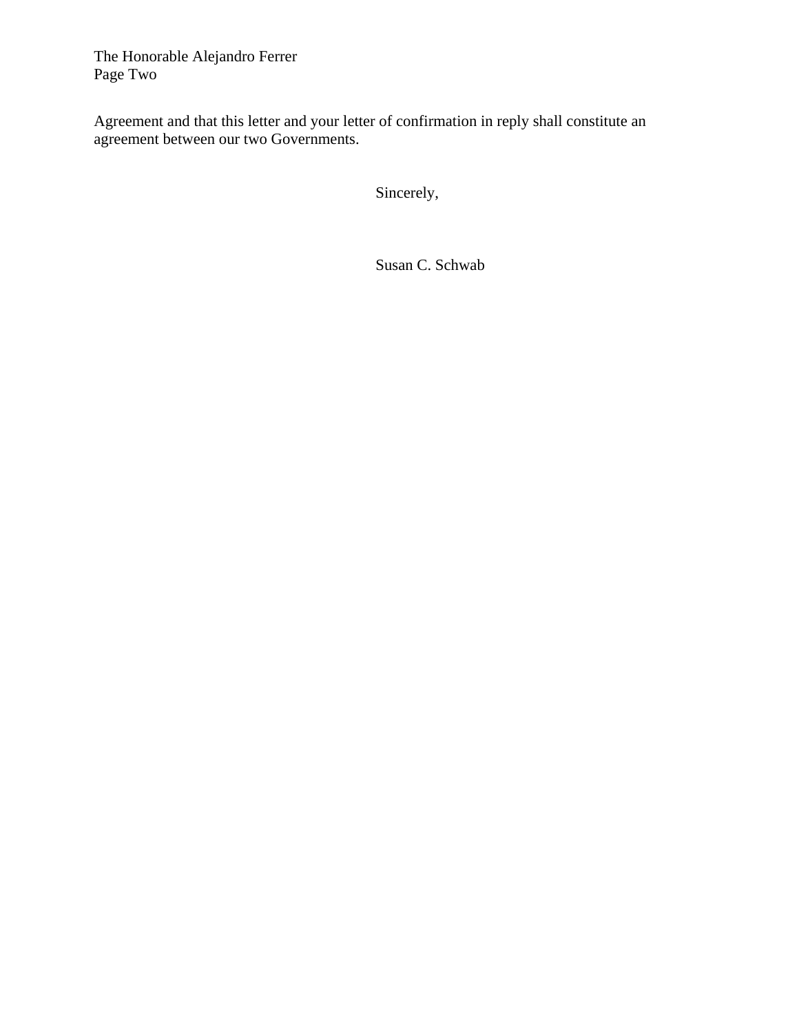Agreement and that this letter and your letter of confirmation in reply shall constitute an agreement between our two Governments.

Sincerely,

Susan C. Schwab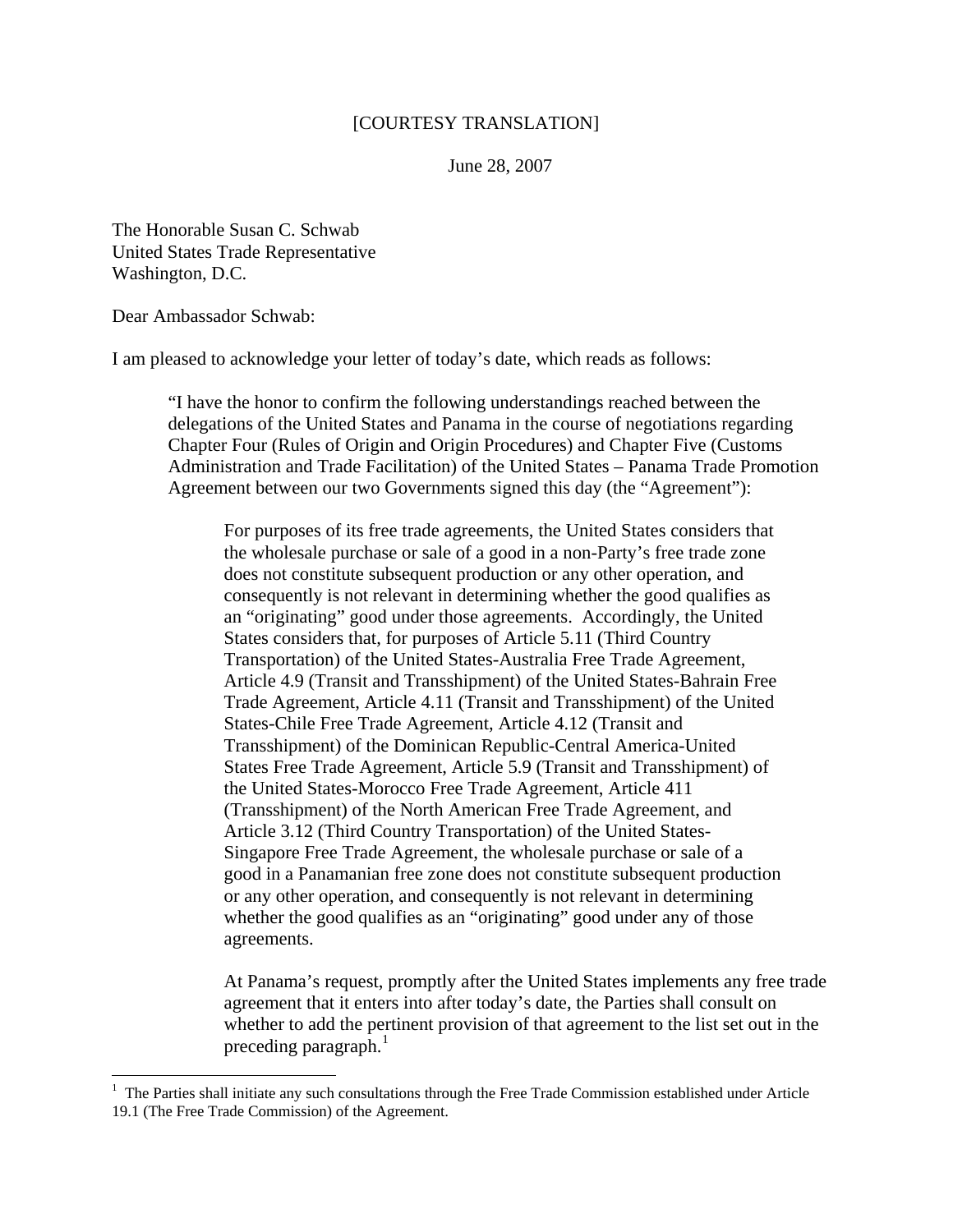[COURTESY TRANSLATION]

June 28, 2007

The Honorable Susan C. Schwab
United States Trade Representative
Washington, D.C.

Dear Ambassador Schwab:

I am pleased to acknowledge your letter of today's date, which reads as follows:

> "I have the honor to confirm the following understandings reached between the delegations of the United States and Panama in the course of negotiations regarding Chapter Four (Rules of Origin and Origin Procedures) and Chapter Five (Customs Administration and Trade Facilitation) of the United States – Panama Trade Promotion Agreement between our two Governments signed this day (the "Agreement"):
>
> > For purposes of its free trade agreements, the United States considers that the wholesale purchase or sale of a good in a non-Party's free trade zone does not constitute subsequent production or any other operation, and consequently is not relevant in determining whether the good qualifies as an "originating" good under those agreements. Accordingly, the United States considers that, for purposes of Article 5.11 (Third Country Transportation) of the United States-Australia Free Trade Agreement, Article 4.9 (Transit and Transshipment) of the United States-Bahrain Free Trade Agreement, Article 4.11 (Transit and Transshipment) of the United States-Chile Free Trade Agreement, Article 4.12 (Transit and Transshipment) of the Dominican Republic-Central America-United States Free Trade Agreement, Article 5.9 (Transit and Transshipment) of the United States-Morocco Free Trade Agreement, Article 411 (Transshipment) of the North American Free Trade Agreement, and Article 3.12 (Third Country Transportation) of the United States-Singapore Free Trade Agreement, the wholesale purchase or sale of a good in a Panamanian free zone does not constitute subsequent production or any other operation, and consequently is not relevant in determining whether the good qualifies as an "originating" good under any of those agreements.
> >
> > At Panama's request, promptly after the United States implements any free trade agreement that it enters into after today's date, the Parties shall consult on whether to add the pertinent provision of that agreement to the list set out in the preceding paragraph.[1]

[1] The Parties shall initiate any such consultations through the Free Trade Commission established under Article 19.1 (The Free Trade Commission) of the Agreement.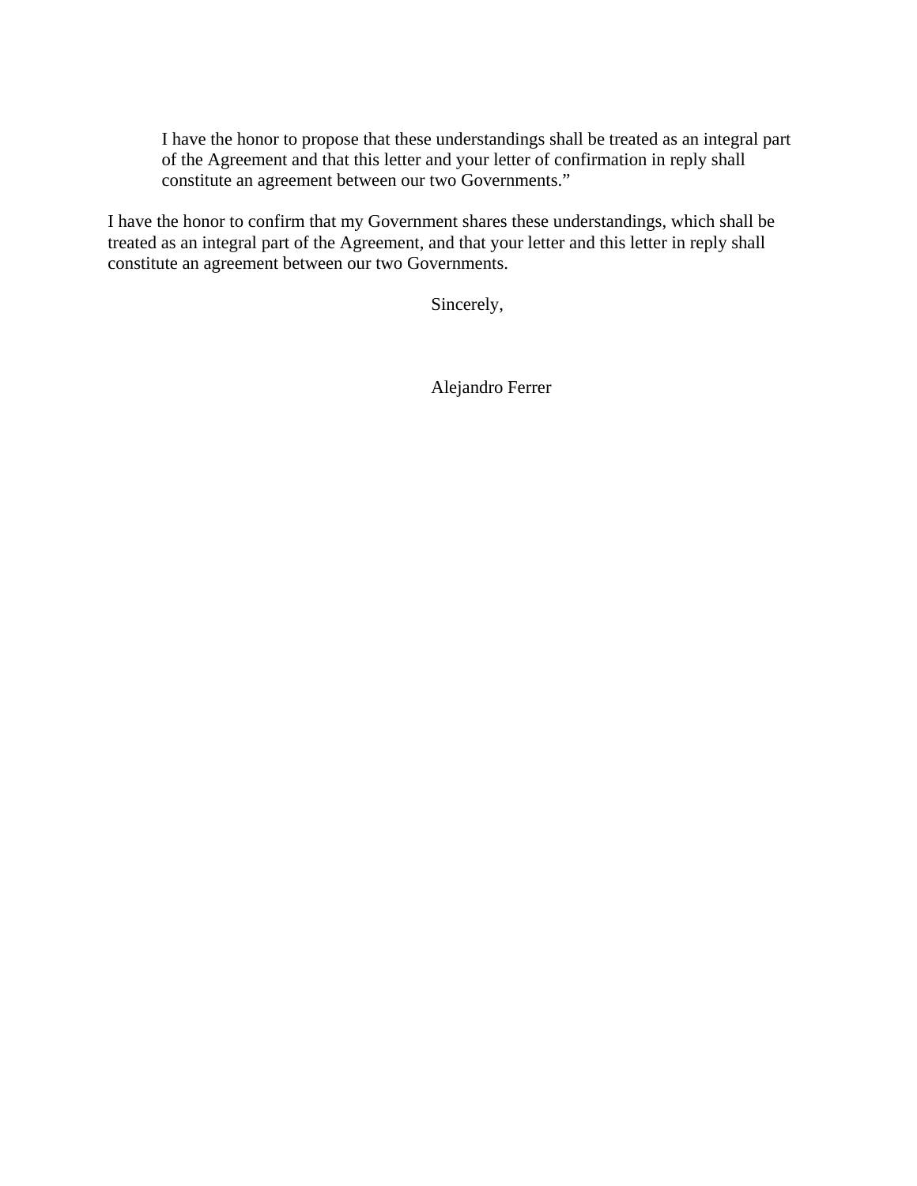> I have the honor to propose that these understandings shall be treated as an integral part of the Agreement and that this letter and your letter of confirmation in reply shall constitute an agreement between our two Governments."

I have the honor to confirm that my Government shares these understandings, which shall be treated as an integral part of the Agreement, and that your letter and this letter in reply shall constitute an agreement between our two Governments.

Sincerely,

Alejandro Ferrer